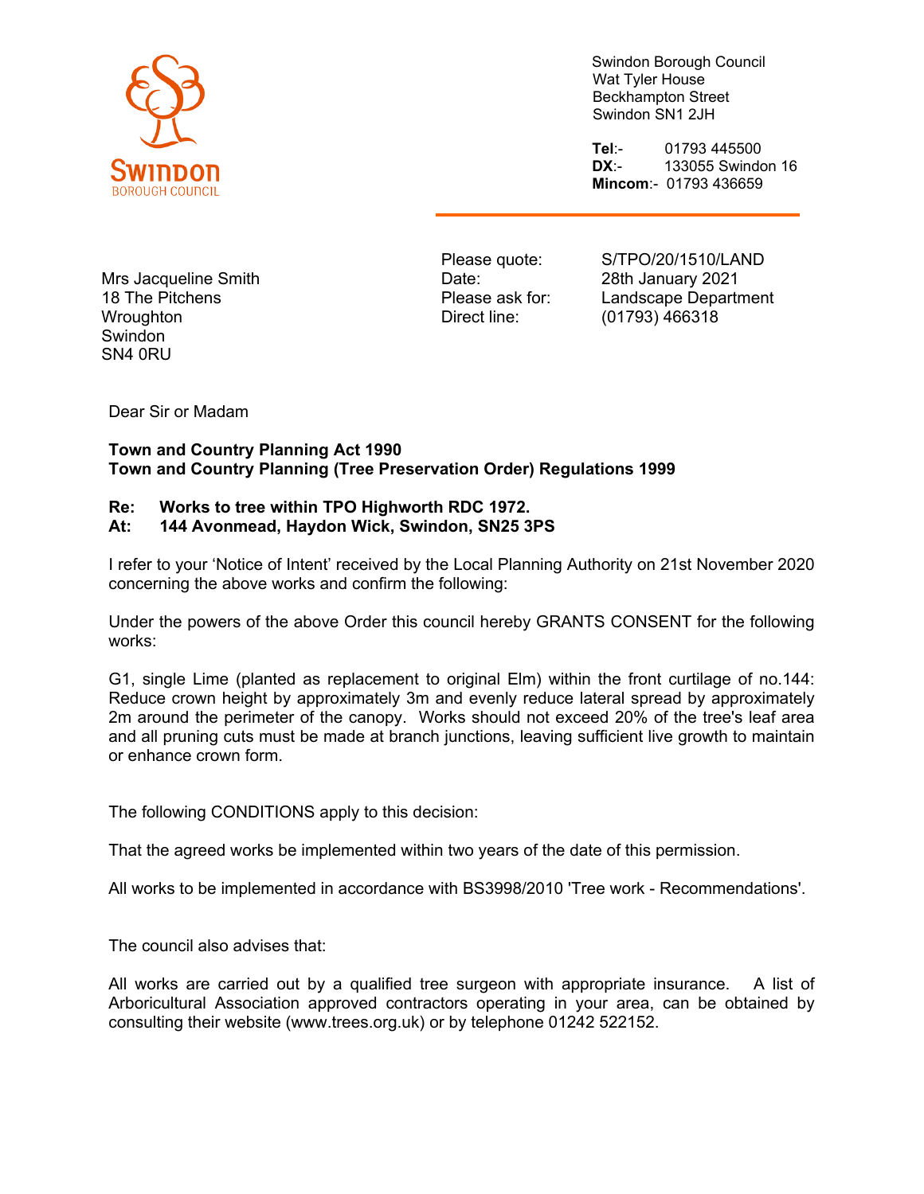Swindon Borough Council
Wat Tyler House
Beckhampton Street
Swindon SN1 2JH

**Tel**:- 01793 445500
**DX**:- 133055 Swindon 16
**Mincom**:- 01793 436659

Mrs Jacqueline Smith
18 The Pitchens
Wroughton
Swindon
SN4 0RU

Please quote: S/TPO/20/1510/LAND
Date: 28th January 2021
Please ask for: Landscape Department
Direct line: (01793) 466318

Dear Sir or Madam

**Town and Country Planning Act 1990**
**Town and Country Planning (Tree Preservation Order) Regulations 1999**

**Re: Works to tree within TPO Highworth RDC 1972.**
**At: 144 Avonmead, Haydon Wick, Swindon, SN25 3PS**

I refer to your 'Notice of Intent' received by the Local Planning Authority on 21st November 2020 concerning the above works and confirm the following:

Under the powers of the above Order this council hereby GRANTS CONSENT for the following works:

G1, single Lime (planted as replacement to original Elm) within the front curtilage of no.144: Reduce crown height by approximately 3m and evenly reduce lateral spread by approximately 2m around the perimeter of the canopy. Works should not exceed 20% of the tree's leaf area and all pruning cuts must be made at branch junctions, leaving sufficient live growth to maintain or enhance crown form.

The following CONDITIONS apply to this decision:

That the agreed works be implemented within two years of the date of this permission.

All works to be implemented in accordance with BS3998/2010 'Tree work - Recommendations'.

The council also advises that:

All works are carried out by a qualified tree surgeon with appropriate insurance. A list of Arboricultural Association approved contractors operating in your area, can be obtained by consulting their website (www.trees.org.uk) or by telephone 01242 522152.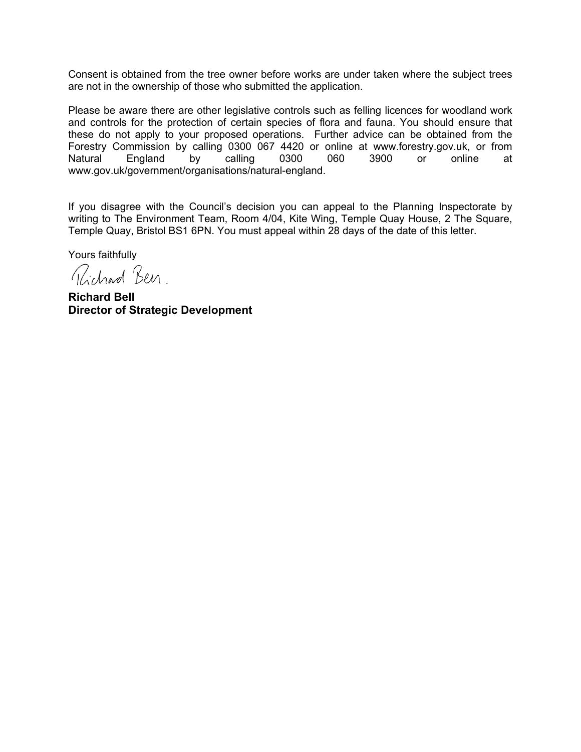Consent is obtained from the tree owner before works are under taken where the subject trees are not in the ownership of those who submitted the application.

Please be aware there are other legislative controls such as felling licences for woodland work and controls for the protection of certain species of flora and fauna. You should ensure that these do not apply to your proposed operations. Further advice can be obtained from the Forestry Commission by calling 0300 067 4420 or online at www.forestry.gov.uk, or from Natural England by calling 0300 060 3900 or online at www.gov.uk/government/organisations/natural-england.

If you disagree with the Council's decision you can appeal to the Planning Inspectorate by writing to The Environment Team, Room 4/04, Kite Wing, Temple Quay House, 2 The Square, Temple Quay, Bristol BS1 6PN. You must appeal within 28 days of the date of this letter.

Yours faithfully

Richard Bell.

**Richard Bell**
**Director of Strategic Development**